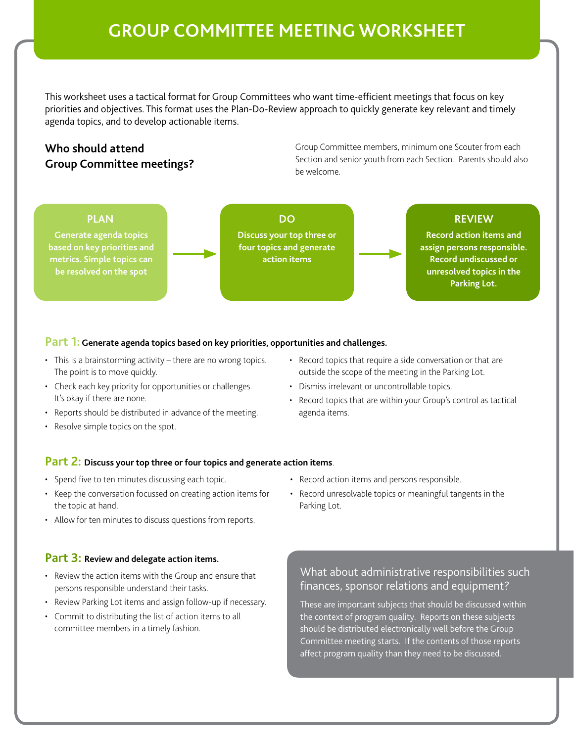# GROUP COMMITTEE MEETING WORKSHEET

This worksheet uses a tactical format for Group Committees who want time-efficient meetings that focus on key priorities and objectives. This format uses the Plan-Do-Review approach to quickly generate key relevant and timely agenda topics, and to develop actionable items.

## Who should attend Group Committee meetings?

Group Committee members, minimum one Scouter from each Section and senior youth from each Section. Parents should also be welcome.

**PLAN**
**Generate agenda topics based on key priorities and metrics. Simple topics can be resolved on the spot**

→

**DO**
**Discuss your top three or four topics and generate action items**

→

**REVIEW**
**Record action items and assign persons responsible. Record undiscussed or unresolved topics in the Parking Lot.**

### Part 1: Generate agenda topics based on key priorities, opportunities and challenges.

- This is a brainstorming activity – there are no wrong topics. The point is to move quickly.
- Check each key priority for opportunities or challenges. It's okay if there are none.
- Reports should be distributed in advance of the meeting.
- Resolve simple topics on the spot.
- Record topics that require a side conversation or that are outside the scope of the meeting in the Parking Lot.
- Dismiss irrelevant or uncontrollable topics.
- Record topics that are within your Group's control as tactical agenda items.

### Part 2: Discuss your top three or four topics and generate action items.

- Spend five to ten minutes discussing each topic.
- Keep the conversation focussed on creating action items for the topic at hand.
- Allow for ten minutes to discuss questions from reports.
- Record action items and persons responsible.
- Record unresolvable topics or meaningful tangents in the Parking Lot.

### Part 3: Review and delegate action items.

- Review the action items with the Group and ensure that persons responsible understand their tasks.
- Review Parking Lot items and assign follow-up if necessary.
- Commit to distributing the list of action items to all committee members in a timely fashion.

### What about administrative responsibilities such finances, sponsor relations and equipment?

These are important subjects that should be discussed within the context of program quality. Reports on these subjects should be distributed electronically well before the Group Committee meeting starts. If the contents of those reports affect program quality than they need to be discussed.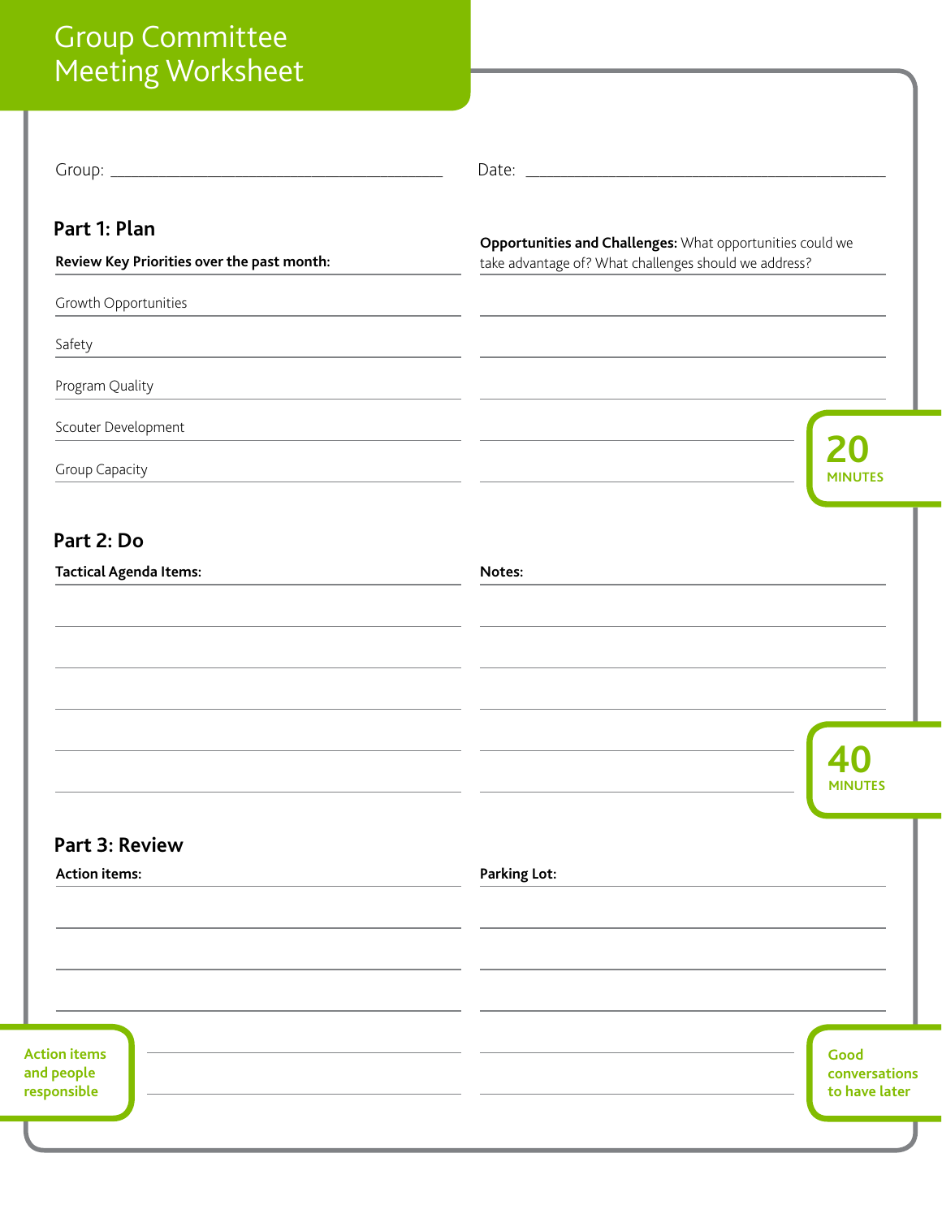# Group Committee Meeting Worksheet

Group: ________________________ Date: ________________________

## Part 1: Plan

**Review Key Priorities over the past month:**

- Growth Opportunities
- Safety
- Program Quality
- Scouter Development
- Group Capacity

**Opportunities and Challenges:** What opportunities could we take advantage of? What challenges should we address?

**20 MINUTES**

## Part 2: Do

**Tactical Agenda Items:**

**Notes:**

**40 MINUTES**

## Part 3: Review

**Action items:**

Action items and people responsible

**Parking Lot:**

Good conversations to have later